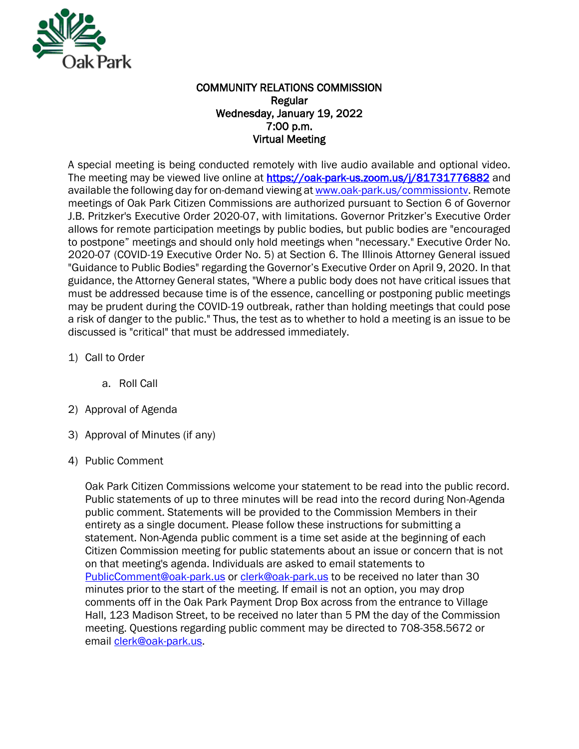Oak Park

# COMMUNITY RELATIONS COMMISSION
## Regular
## Wednesday, January 19, 2022
## 7:00 p.m.
## Virtual Meeting

A special meeting is being conducted remotely with live audio available and optional video. The meeting may be viewed live online at **https://oak-park-us.zoom.us/j/81731776882** and available the following day for on-demand viewing at www.oak-park.us/commissiontv. Remote meetings of Oak Park Citizen Commissions are authorized pursuant to Section 6 of Governor J.B. Pritzker's Executive Order 2020-07, with limitations. Governor Pritzker's Executive Order allows for remote participation meetings by public bodies, but public bodies are "encouraged to postpone" meetings and should only hold meetings when "necessary." Executive Order No. 2020-07 (COVID-19 Executive Order No. 5) at Section 6. The Illinois Attorney General issued "Guidance to Public Bodies" regarding the Governor's Executive Order on April 9, 2020. In that guidance, the Attorney General states, "Where a public body does not have critical issues that must be addressed because time is of the essence, cancelling or postponing public meetings may be prudent during the COVID-19 outbreak, rather than holding meetings that could pose a risk of danger to the public." Thus, the test as to whether to hold a meeting is an issue to be discussed is "critical" that must be addressed immediately.

1) Call to Order
    a. Roll Call
2) Approval of Agenda
3) Approval of Minutes (if any)
4) Public Comment

    Oak Park Citizen Commissions welcome your statement to be read into the public record. Public statements of up to three minutes will be read into the record during Non-Agenda public comment. Statements will be provided to the Commission Members in their entirety as a single document. Please follow these instructions for submitting a statement. Non-Agenda public comment is a time set aside at the beginning of each Citizen Commission meeting for public statements about an issue or concern that is not on that meeting's agenda. Individuals are asked to email statements to PublicComment@oak-park.us or clerk@oak-park.us to be received no later than 30 minutes prior to the start of the meeting. If email is not an option, you may drop comments off in the Oak Park Payment Drop Box across from the entrance to Village Hall, 123 Madison Street, to be received no later than 5 PM the day of the Commission meeting. Questions regarding public comment may be directed to 708-358.5672 or email clerk@oak-park.us.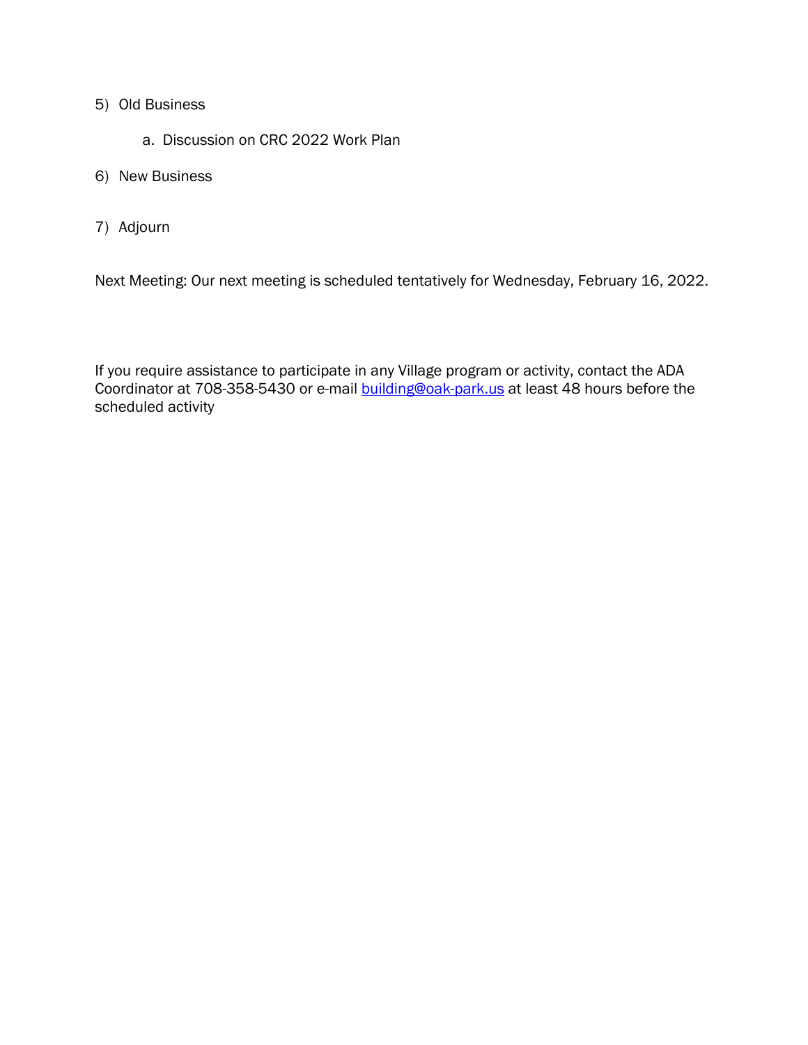5) Old Business

    a. Discussion on CRC 2022 Work Plan

6) New Business

7) Adjourn

Next Meeting: Our next meeting is scheduled tentatively for Wednesday, February 16, 2022.

If you require assistance to participate in any Village program or activity, contact the ADA Coordinator at 708-358-5430 or e-mail building@oak-park.us at least 48 hours before the scheduled activity